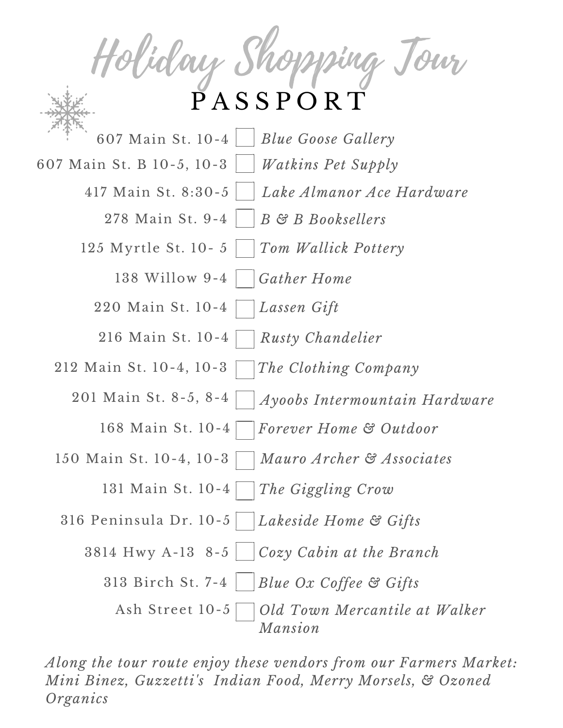# Holiday Shopping Tour

## PASSPORT

| Address & Hours | | Business |
|---|---|---|
| 607 Main St. 10-4 | ☐ | *Blue Goose Gallery* |
| 607 Main St. B 10-5, 10-3 | ☐ | *Watkins Pet Supply* |
| 417 Main St. 8:30-5 | ☐ | *Lake Almanor Ace Hardware* |
| 278 Main St. 9-4 | ☐ | *B & B Booksellers* |
| 125 Myrtle St. 10- 5 | ☐ | *Tom Wallick Pottery* |
| 138 Willow 9-4 | ☐ | *Gather Home* |
| 220 Main St. 10-4 | ☐ | *Lassen Gift* |
| 216 Main St. 10-4 | ☐ | *Rusty Chandelier* |
| 212 Main St. 10-4, 10-3 | ☐ | *The Clothing Company* |
| 201 Main St. 8-5, 8-4 | ☐ | *Ayoobs Intermountain Hardware* |
| 168 Main St. 10-4 | ☐ | *Forever Home & Outdoor* |
| 150 Main St. 10-4, 10-3 | ☐ | *Mauro Archer & Associates* |
| 131 Main St. 10-4 | ☐ | *The Giggling Crow* |
| 316 Peninsula Dr. 10-5 | ☐ | *Lakeside Home & Gifts* |
| 3814 Hwy A-13 8-5 | ☐ | *Cozy Cabin at the Branch* |
| 313 Birch St. 7-4 | ☐ | *Blue Ox Coffee & Gifts* |
| Ash Street 10-5 | ☐ | *Old Town Mercantile at Walker Mansion* |

*Along the tour route enjoy these vendors from our Farmers Market: Mini Binez, Guzzetti's Indian Food, Merry Morsels, & Ozoned Organics*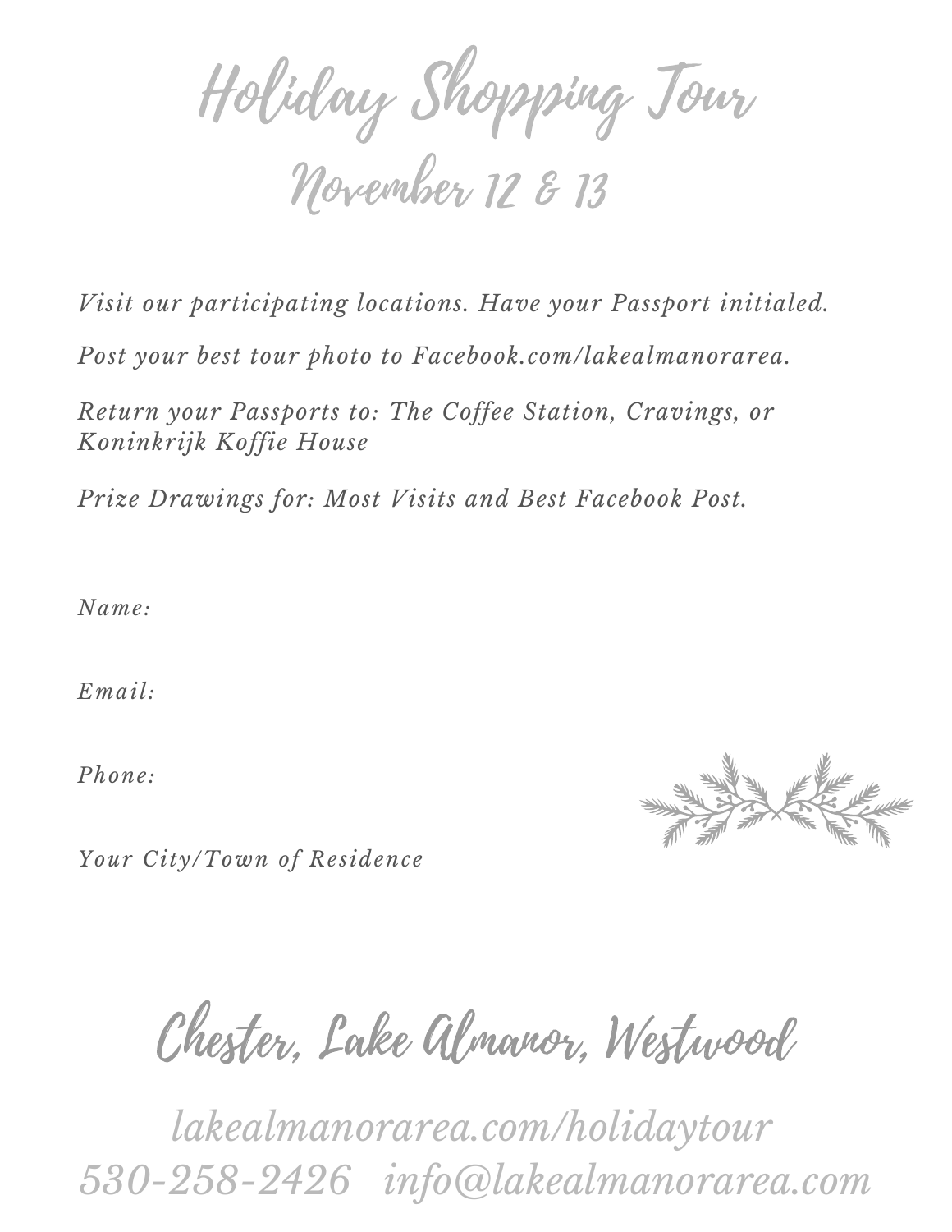# Holiday Shopping Tour

## November 12 & 13

*Visit our participating locations. Have your Passport initialed.*

*Post your best tour photo to Facebook.com/lakealmanorarea.*

*Return your Passports to: The Coffee Station, Cravings, or Koninkrijk Koffie House*

*Prize Drawings for: Most Visits and Best Facebook Post.*

*Name:*

*Email:*

*Phone:*

*Your City/Town of Residence*

## Chester, Lake Almanor, Westwood

*lakealmanorarea.com/holidaytour*

*530-258-2426   info@lakealmanorarea.com*